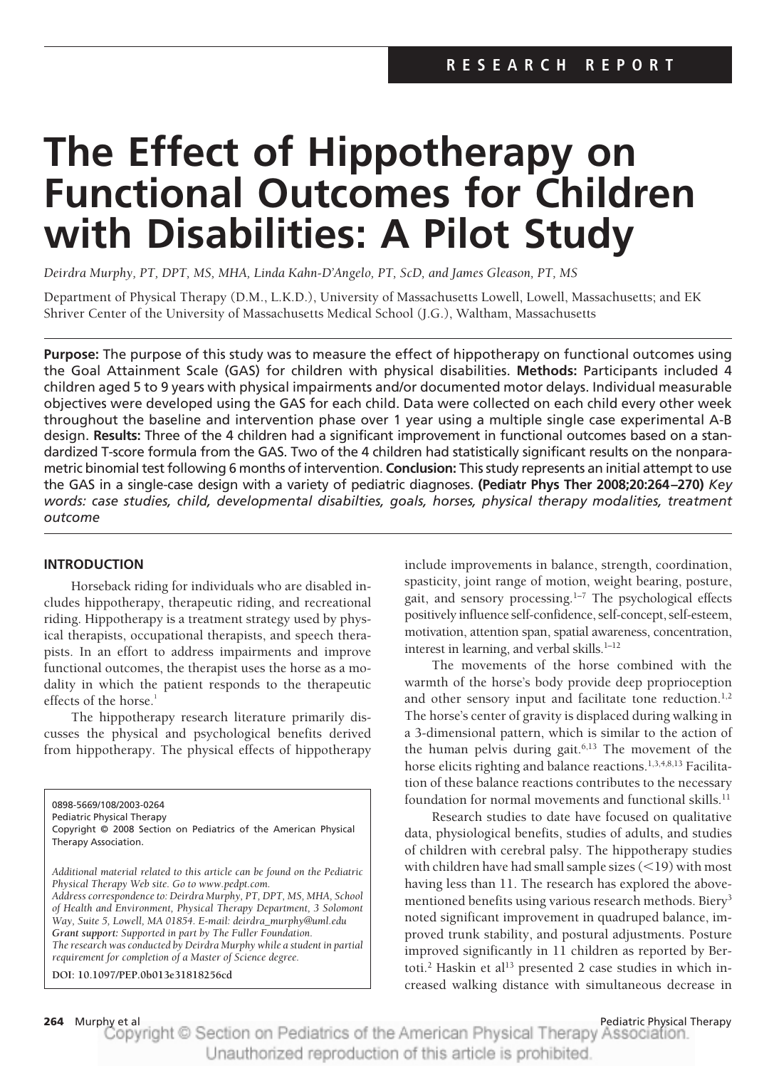RESEARCH REPORT

# The Effect of Hippotherapy on Functional Outcomes for Children with Disabilities: A Pilot Study

*Deirdra Murphy, PT, DPT, MS, MHA, Linda Kahn-D'Angelo, PT, ScD, and James Gleason, PT, MS*

Department of Physical Therapy (D.M., L.K.D.), University of Massachusetts Lowell, Lowell, Massachusetts; and EK Shriver Center of the University of Massachusetts Medical School (J.G.), Waltham, Massachusetts

**Purpose:** The purpose of this study was to measure the effect of hippotherapy on functional outcomes using the Goal Attainment Scale (GAS) for children with physical disabilities. **Methods:** Participants included 4 children aged 5 to 9 years with physical impairments and/or documented motor delays. Individual measurable objectives were developed using the GAS for each child. Data were collected on each child every other week throughout the baseline and intervention phase over 1 year using a multiple single case experimental A-B design. **Results:** Three of the 4 children had a significant improvement in functional outcomes based on a standardized T-score formula from the GAS. Two of the 4 children had statistically significant results on the nonparametric binomial test following 6 months of intervention. **Conclusion:** This study represents an initial attempt to use the GAS in a single-case design with a variety of pediatric diagnoses. **(Pediatr Phys Ther 2008;20:264–270)** *Key words: case studies, child, developmental disabilties, goals, horses, physical therapy modalities, treatment outcome*

## INTRODUCTION

Horseback riding for individuals who are disabled includes hippotherapy, therapeutic riding, and recreational riding. Hippotherapy is a treatment strategy used by physical therapists, occupational therapists, and speech therapists. In an effort to address impairments and improve functional outcomes, the therapist uses the horse as a modality in which the patient responds to the therapeutic effects of the horse.[1]

The hippotherapy research literature primarily discusses the physical and psychological benefits derived from hippotherapy. The physical effects of hippotherapy include improvements in balance, strength, coordination, spasticity, joint range of motion, weight bearing, posture, gait, and sensory processing.[1–7] The psychological effects positively influence self-confidence, self-concept, self-esteem, motivation, attention span, spatial awareness, concentration, interest in learning, and verbal skills.[1–12]

The movements of the horse combined with the warmth of the horse's body provide deep proprioception and other sensory input and facilitate tone reduction.[1,2] The horse's center of gravity is displaced during walking in a 3-dimensional pattern, which is similar to the action of the human pelvis during gait.[6,13] The movement of the horse elicits righting and balance reactions.[1,3,4,8,13] Facilitation of these balance reactions contributes to the necessary foundation for normal movements and functional skills.[11]

Research studies to date have focused on qualitative data, physiological benefits, studies of adults, and studies of children with cerebral palsy. The hippotherapy studies with children have had small sample sizes (<19) with most having less than 11. The research has explored the above-mentioned benefits using various research methods. Biery[3] noted significant improvement in quadruped balance, improved trunk stability, and postural adjustments. Posture improved significantly in 11 children as reported by Bertoti.[2] Haskin et al[13] presented 2 case studies in which increased walking distance with simultaneous decrease in

0898-5669/108/2003-0264
Pediatric Physical Therapy
Copyright © 2008 Section on Pediatrics of the American Physical Therapy Association.

*Additional material related to this article can be found on the Pediatric Physical Therapy Web site. Go to www.pedpt.com.*
*Address correspondence to: Deirdra Murphy, PT, DPT, MS, MHA, School of Health and Environment, Physical Therapy Department, 3 Solomont Way, Suite 5, Lowell, MA 01854. E-mail: deirdra_murphy@uml.edu*
***Grant support:*** *Supported in part by The Fuller Foundation.*
*The research was conducted by Deirdra Murphy while a student in partial requirement for completion of a Master of Science degree.*

**DOI: 10.1097/PEP.0b013e31818256cd**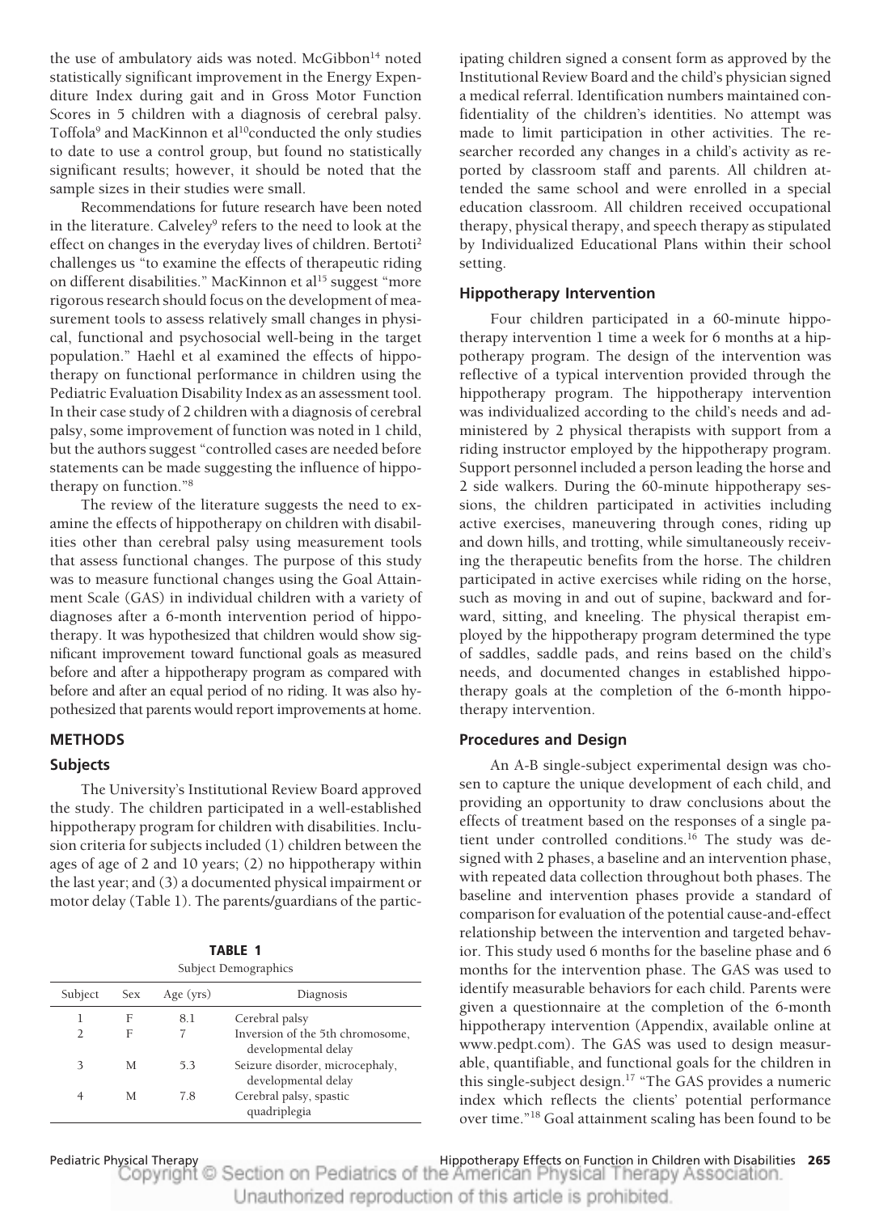the use of ambulatory aids was noted. McGibbon[14] noted statistically significant improvement in the Energy Expenditure Index during gait and in Gross Motor Function Scores in 5 children with a diagnosis of cerebral palsy. Toffola[9] and MacKinnon et al[10]conducted the only studies to date to use a control group, but found no statistically significant results; however, it should be noted that the sample sizes in their studies were small.

Recommendations for future research have been noted in the literature. Calveley[9] refers to the need to look at the effect on changes in the everyday lives of children. Bertoti[2] challenges us "to examine the effects of therapeutic riding on different disabilities." MacKinnon et al[15] suggest "more rigorous research should focus on the development of measurement tools to assess relatively small changes in physical, functional and psychosocial well-being in the target population." Haehl et al examined the effects of hippotherapy on functional performance in children using the Pediatric Evaluation Disability Index as an assessment tool. In their case study of 2 children with a diagnosis of cerebral palsy, some improvement of function was noted in 1 child, but the authors suggest "controlled cases are needed before statements can be made suggesting the influence of hippotherapy on function."[8]

The review of the literature suggests the need to examine the effects of hippotherapy on children with disabilities other than cerebral palsy using measurement tools that assess functional changes. The purpose of this study was to measure functional changes using the Goal Attainment Scale (GAS) in individual children with a variety of diagnoses after a 6-month intervention period of hippotherapy. It was hypothesized that children would show significant improvement toward functional goals as measured before and after a hippotherapy program as compared with before and after an equal period of no riding. It was also hypothesized that parents would report improvements at home.

## METHODS

### Subjects

The University's Institutional Review Board approved the study. The children participated in a well-established hippotherapy program for children with disabilities. Inclusion criteria for subjects included (1) children between the ages of age of 2 and 10 years; (2) no hippotherapy within the last year; and (3) a documented physical impairment or motor delay (Table 1). The parents/guardians of the participating children signed a consent form as approved by the Institutional Review Board and the child's physician signed a medical referral. Identification numbers maintained confidentiality of the children's identities. No attempt was made to limit participation in other activities. The researcher recorded any changes in a child's activity as reported by classroom staff and parents. All children attended the same school and were enrolled in a special education classroom. All children received occupational therapy, physical therapy, and speech therapy as stipulated by Individualized Educational Plans within their school setting.

**TABLE 1**
Subject Demographics

| Subject | Sex | Age (yrs) | Diagnosis |
|---|---|---|---|
| 1 | F | 8.1 | Cerebral palsy |
| 2 | F | 7 | Inversion of the 5th chromosome, developmental delay |
| 3 | M | 5.3 | Seizure disorder, microcephaly, developmental delay |
| 4 | M | 7.8 | Cerebral palsy, spastic quadriplegia |

### Hippotherapy Intervention

Four children participated in a 60-minute hippotherapy intervention 1 time a week for 6 months at a hippotherapy program. The design of the intervention was reflective of a typical intervention provided through the hippotherapy program. The hippotherapy intervention was individualized according to the child's needs and administered by 2 physical therapists with support from a riding instructor employed by the hippotherapy program. Support personnel included a person leading the horse and 2 side walkers. During the 60-minute hippotherapy sessions, the children participated in activities including active exercises, maneuvering through cones, riding up and down hills, and trotting, while simultaneously receiving the therapeutic benefits from the horse. The children participated in active exercises while riding on the horse, such as moving in and out of supine, backward and forward, sitting, and kneeling. The physical therapist employed by the hippotherapy program determined the type of saddles, saddle pads, and reins based on the child's needs, and documented changes in established hippotherapy goals at the completion of the 6-month hippotherapy intervention.

### Procedures and Design

An A-B single-subject experimental design was chosen to capture the unique development of each child, and providing an opportunity to draw conclusions about the effects of treatment based on the responses of a single patient under controlled conditions.[16] The study was designed with 2 phases, a baseline and an intervention phase, with repeated data collection throughout both phases. The baseline and intervention phases provide a standard of comparison for evaluation of the potential cause-and-effect relationship between the intervention and targeted behavior. This study used 6 months for the baseline phase and 6 months for the intervention phase. The GAS was used to identify measurable behaviors for each child. Parents were given a questionnaire at the completion of the 6-month hippotherapy intervention (Appendix, available online at www.pedpt.com). The GAS was used to design measurable, quantifiable, and functional goals for the children in this single-subject design.[17] "The GAS provides a numeric index which reflects the clients' potential performance over time."[18] Goal attainment scaling has been found to be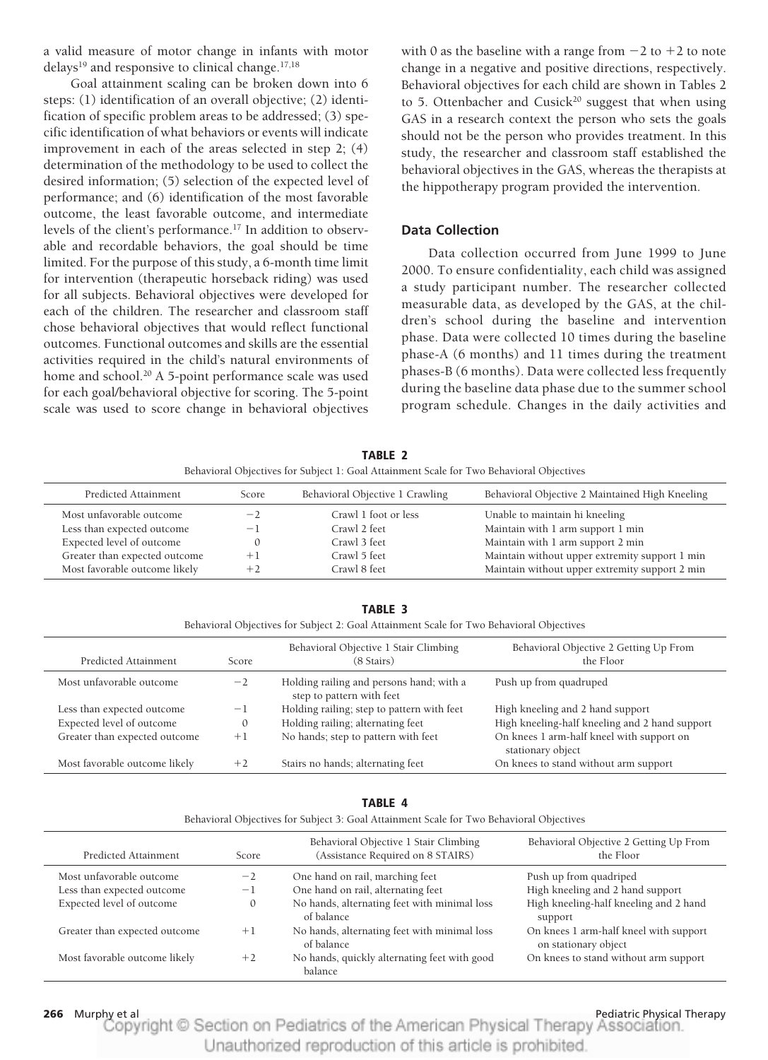a valid measure of motor change in infants with motor delays[19] and responsive to clinical change.[17,18]

Goal attainment scaling can be broken down into 6 steps: (1) identification of an overall objective; (2) identification of specific problem areas to be addressed; (3) specific identification of what behaviors or events will indicate improvement in each of the areas selected in step 2; (4) determination of the methodology to be used to collect the desired information; (5) selection of the expected level of performance; and (6) identification of the most favorable outcome, the least favorable outcome, and intermediate levels of the client's performance.[17] In addition to observable and recordable behaviors, the goal should be time limited. For the purpose of this study, a 6-month time limit for intervention (therapeutic horseback riding) was used for all subjects. Behavioral objectives were developed for each of the children. The researcher and classroom staff chose behavioral objectives that would reflect functional outcomes. Functional outcomes and skills are the essential activities required in the child's natural environments of home and school.[20] A 5-point performance scale was used for each goal/behavioral objective for scoring. The 5-point scale was used to score change in behavioral objectives with 0 as the baseline with a range from −2 to +2 to note change in a negative and positive directions, respectively. Behavioral objectives for each child are shown in Tables 2 to 5. Ottenbacher and Cusick[20] suggest that when using GAS in a research context the person who sets the goals should not be the person who provides treatment. In this study, the researcher and classroom staff established the behavioral objectives in the GAS, whereas the therapists at the hippotherapy program provided the intervention.

## Data Collection

Data collection occurred from June 1999 to June 2000. To ensure confidentiality, each child was assigned a study participant number. The researcher collected measurable data, as developed by the GAS, at the children's school during the baseline and intervention phase. Data were collected 10 times during the baseline phase-A (6 months) and 11 times during the treatment phases-B (6 months). Data were collected less frequently during the baseline data phase due to the summer school program schedule. Changes in the daily activities and

**TABLE 2**
Behavioral Objectives for Subject 1: Goal Attainment Scale for Two Behavioral Objectives

| Predicted Attainment | Score | Behavioral Objective 1 Crawling | Behavioral Objective 2 Maintained High Kneeling |
|---|---|---|---|
| Most unfavorable outcome | −2 | Crawl 1 foot or less | Unable to maintain hi kneeling |
| Less than expected outcome | −1 | Crawl 2 feet | Maintain with 1 arm support 1 min |
| Expected level of outcome | 0 | Crawl 3 feet | Maintain with 1 arm support 2 min |
| Greater than expected outcome | +1 | Crawl 5 feet | Maintain without upper extremity support 1 min |
| Most favorable outcome likely | +2 | Crawl 8 feet | Maintain without upper extremity support 2 min |

**TABLE 3**
Behavioral Objectives for Subject 2: Goal Attainment Scale for Two Behavioral Objectives

| Predicted Attainment | Score | Behavioral Objective 1 Stair Climbing (8 Stairs) | Behavioral Objective 2 Getting Up From the Floor |
|---|---|---|---|
| Most unfavorable outcome | −2 | Holding railing and persons hand; with a step to pattern with feet | Push up from quadruped |
| Less than expected outcome | −1 | Holding railing; step to pattern with feet | High kneeling and 2 hand support |
| Expected level of outcome | 0 | Holding railing; alternating feet | High kneeling-half kneeling and 2 hand support |
| Greater than expected outcome | +1 | No hands; step to pattern with feet | On knees 1 arm-half kneel with support on stationary object |
| Most favorable outcome likely | +2 | Stairs no hands; alternating feet | On knees to stand without arm support |

**TABLE 4**
Behavioral Objectives for Subject 3: Goal Attainment Scale for Two Behavioral Objectives

| Predicted Attainment | Score | Behavioral Objective 1 Stair Climbing (Assistance Required on 8 STAIRS) | Behavioral Objective 2 Getting Up From the Floor |
|---|---|---|---|
| Most unfavorable outcome | −2 | One hand on rail, marching feet | Push up from quadruped |
| Less than expected outcome | −1 | One hand on rail, alternating feet | High kneeling and 2 hand support |
| Expected level of outcome | 0 | No hands, alternating feet with minimal loss of balance | High kneeling-half kneeling and 2 hand support |
| Greater than expected outcome | +1 | No hands, alternating feet with minimal loss of balance | On knees 1 arm-half kneel with support on stationary object |
| Most favorable outcome likely | +2 | No hands, quickly alternating feet with good balance | On knees to stand without arm support |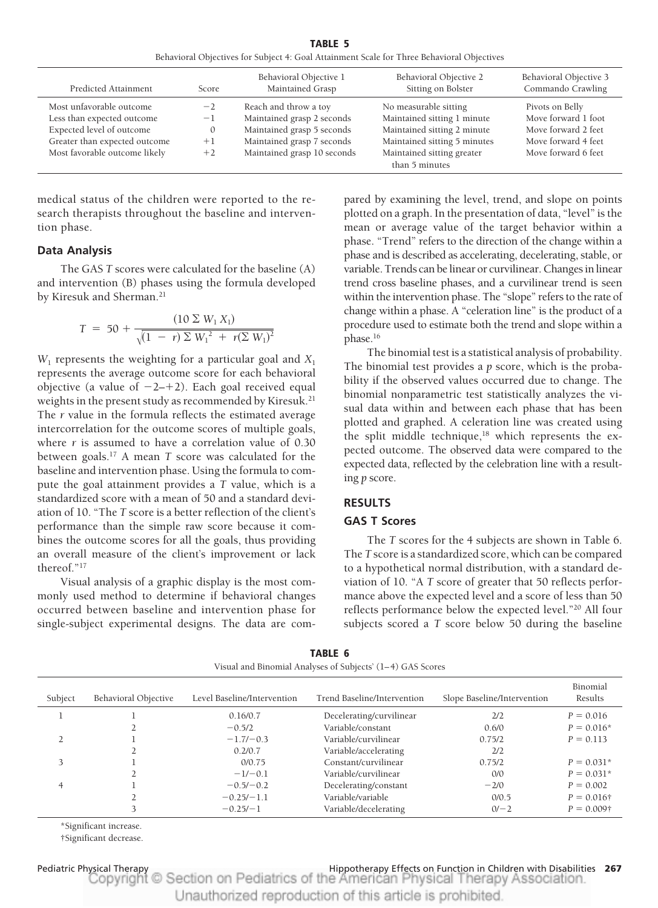**TABLE 5**

Behavioral Objectives for Subject 4: Goal Attainment Scale for Three Behavioral Objectives

| Predicted Attainment | Score | Behavioral Objective 1 Maintained Grasp | Behavioral Objective 2 Sitting on Bolster | Behavioral Objective 3 Commando Crawling |
|---|---|---|---|---|
| Most unfavorable outcome | −2 | Reach and throw a toy | No measurable sitting | Pivots on Belly |
| Less than expected outcome | −1 | Maintained grasp 2 seconds | Maintained sitting 1 minute | Move forward 1 foot |
| Expected level of outcome | 0 | Maintained grasp 5 seconds | Maintained sitting 2 minute | Move forward 2 feet |
| Greater than expected outcome | +1 | Maintained grasp 7 seconds | Maintained sitting 5 minutes | Move forward 4 feet |
| Most favorable outcome likely | +2 | Maintained grasp 10 seconds | Maintained sitting greater than 5 minutes | Move forward 6 feet |

medical status of the children were reported to the research therapists throughout the baseline and intervention phase.

### Data Analysis

The GAS *T* scores were calculated for the baseline (A) and intervention (B) phases using the formula developed by Kiresuk and Sherman.[21]

$$T = 50 + \frac{(10 \sum W_1 X_1)}{\sqrt{(1 - r)\sum W_1^2 + r(\sum W_1)^2}}$$

$W_1$ represents the weighting for a particular goal and $X_1$ represents the average outcome score for each behavioral objective (a value of $-2$–$+2$). Each goal received equal weights in the present study as recommended by Kiresuk.[21] The *r* value in the formula reflects the estimated average intercorrelation for the outcome scores of multiple goals, where *r* is assumed to have a correlation value of 0.30 between goals.[17] A mean *T* score was calculated for the baseline and intervention phase. Using the formula to compute the goal attainment provides a *T* value, which is a standardized score with a mean of 50 and a standard deviation of 10. "The *T* score is a better reflection of the client's performance than the simple raw score because it combines the outcome scores for all the goals, thus providing an overall measure of the client's improvement or lack thereof."[17]

Visual analysis of a graphic display is the most commonly used method to determine if behavioral changes occurred between baseline and intervention phase for single-subject experimental designs. The data are compared by examining the level, trend, and slope on points plotted on a graph. In the presentation of data, "level" is the mean or average value of the target behavior within a phase. "Trend" refers to the direction of the change within a phase and is described as accelerating, decelerating, stable, or variable. Trends can be linear or curvilinear. Changes in linear trend cross baseline phases, and a curvilinear trend is seen within the intervention phase. The "slope" refers to the rate of change within a phase. A "celeration line" is the product of a procedure used to estimate both the trend and slope within a phase.[16]

The binomial test is a statistical analysis of probability. The binomial test provides a *p* score, which is the probability if the observed values occurred due to change. The binomial nonparametric test statistically analyzes the visual data within and between each phase that has been plotted and graphed. A celeration line was created using the split middle technique,[18] which represents the expected outcome. The observed data were compared to the expected data, reflected by the celebration line with a resulting *p* score.

## RESULTS

### GAS T Scores

The *T* scores for the 4 subjects are shown in Table 6. The *T* score is a standardized score, which can be compared to a hypothetical normal distribution, with a standard deviation of 10. "A *T* score of greater that 50 reflects performance above the expected level and a score of less than 50 reflects performance below the expected level."[20] All four subjects scored a *T* score below 50 during the baseline

**TABLE 6**

Visual and Binomial Analyses of Subjects' (1–4) GAS Scores

| Subject | Behavioral Objective | Level Baseline/Intervention | Trend Baseline/Intervention | Slope Baseline/Intervention | Binomial Results |
|---|---|---|---|---|---|
| 1 | 1 | 0.16/0.7 | Decelerating/curvilinear | 2/2 | $P = 0.016$ |
| | 2 | −0.5/2 | Variable/constant | 0.6/0 | $P = 0.016$* |
| 2 | 1 | −1.7/−0.3 | Variable/curvilinear | 0.75/2 | $P = 0.113$ |
| | 2 | 0.2/0.7 | Variable/accelerating | 2/2 | |
| 3 | 1 | 0/0.75 | Constant/curvilinear | 0.75/2 | $P = 0.031$* |
| | 2 | −1/−0.1 | Variable/curvilinear | 0/0 | $P = 0.031$* |
| 4 | 1 | −0.5/−0.2 | Decelerating/constant | −2/0 | $P = 0.002$ |
| | 2 | −0.25/−1.1 | Variable/variable | 0/0.5 | $P = 0.016$† |
| | 3 | −0.25/−1 | Variable/decelerating | 0/−2 | $P = 0.009$† |

*Significant increase.

†Significant decrease.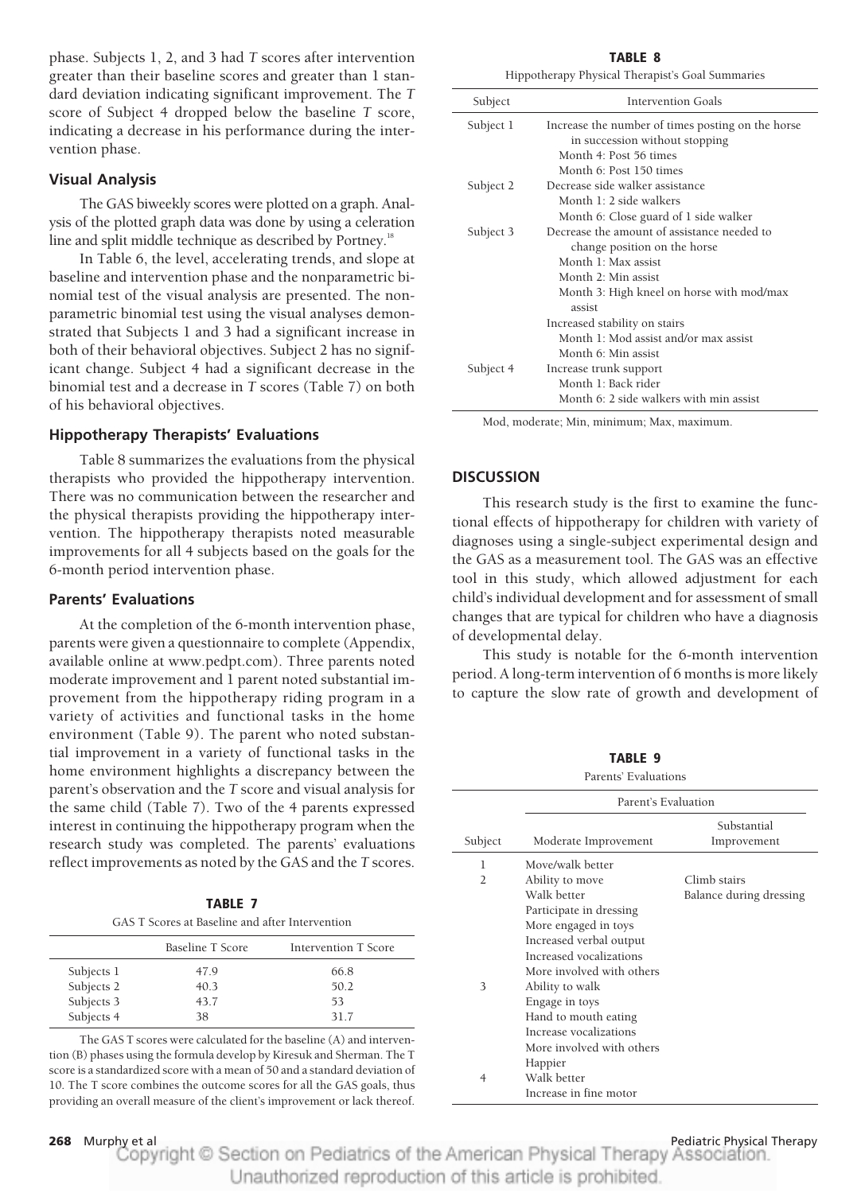phase. Subjects 1, 2, and 3 had *T* scores after intervention greater than their baseline scores and greater than 1 standard deviation indicating significant improvement. The *T* score of Subject 4 dropped below the baseline *T* score, indicating a decrease in his performance during the intervention phase.

### Visual Analysis

The GAS biweekly scores were plotted on a graph. Analysis of the plotted graph data was done by using a celeration line and split middle technique as described by Portney.[18]

In Table 6, the level, accelerating trends, and slope at baseline and intervention phase and the nonparametric binomial test of the visual analysis are presented. The nonparametric binomial test using the visual analyses demonstrated that Subjects 1 and 3 had a significant increase in both of their behavioral objectives. Subject 2 has no significant change. Subject 4 had a significant decrease in the binomial test and a decrease in *T* scores (Table 7) on both of his behavioral objectives.

### Hippotherapy Therapists' Evaluations

Table 8 summarizes the evaluations from the physical therapists who provided the hippotherapy intervention. There was no communication between the researcher and the physical therapists providing the hippotherapy intervention. The hippotherapy therapists noted measurable improvements for all 4 subjects based on the goals for the 6-month period intervention phase.

### Parents' Evaluations

At the completion of the 6-month intervention phase, parents were given a questionnaire to complete (Appendix, available online at www.pedpt.com). Three parents noted moderate improvement and 1 parent noted substantial improvement from the hippotherapy riding program in a variety of activities and functional tasks in the home environment (Table 9). The parent who noted substantial improvement in a variety of functional tasks in the home environment highlights a discrepancy between the parent's observation and the *T* score and visual analysis for the same child (Table 7). Two of the 4 parents expressed interest in continuing the hippotherapy program when the research study was completed. The parents' evaluations reflect improvements as noted by the GAS and the *T* scores.

**TABLE 7**

GAS T Scores at Baseline and after Intervention

| | Baseline T Score | Intervention T Score |
|---|---|---|
| Subjects 1 | 47.9 | 66.8 |
| Subjects 2 | 40.3 | 50.2 |
| Subjects 3 | 43.7 | 53 |
| Subjects 4 | 38 | 31.7 |

The GAS T scores were calculated for the baseline (A) and intervention (B) phases using the formula develop by Kiresuk and Sherman. The T score is a standardized score with a mean of 50 and a standard deviation of 10. The T score combines the outcome scores for all the GAS goals, thus providing an overall measure of the client's improvement or lack thereof.

**TABLE 8**

Hippotherapy Physical Therapist's Goal Summaries

| Subject | Intervention Goals |
|---|---|
| Subject 1 | Increase the number of times posting on the horse in succession without stopping |
| | Month 4: Post 56 times |
| | Month 6: Post 150 times |
| Subject 2 | Decrease side walker assistance |
| | Month 1: 2 side walkers |
| | Month 6: Close guard of 1 side walker |
| Subject 3 | Decrease the amount of assistance needed to change position on the horse |
| | Month 1: Max assist |
| | Month 2: Min assist |
| | Month 3: High kneel on horse with mod/max assist |
| | Increased stability on stairs |
| | Month 1: Mod assist and/or max assist |
| | Month 6: Min assist |
| Subject 4 | Increase trunk support |
| | Month 1: Back rider |
| | Month 6: 2 side walkers with min assist |

Mod, moderate; Min, minimum; Max, maximum.

## DISCUSSION

This research study is the first to examine the functional effects of hippotherapy for children with variety of diagnoses using a single-subject experimental design and the GAS as a measurement tool. The GAS was an effective tool in this study, which allowed adjustment for each child's individual development and for assessment of small changes that are typical for children who have a diagnosis of developmental delay.

This study is notable for the 6-month intervention period. A long-term intervention of 6 months is more likely to capture the slow rate of growth and development of

**TABLE 9**

Parents' Evaluations

| | Parent's Evaluation | |
|---|---|---|
| Subject | Moderate Improvement | Substantial Improvement |
| 1 | Move/walk better | |
| 2 | Ability to move | Climb stairs |
| | Walk better | Balance during dressing |
| | Participate in dressing | |
| | More engaged in toys | |
| | Increased verbal output | |
| | Increased vocalizations | |
| | More involved with others | |
| 3 | Ability to walk | |
| | Engage in toys | |
| | Hand to mouth eating | |
| | Increase vocalizations | |
| | More involved with others | |
| | Happier | |
| 4 | Walk better | |
| | Increase in fine motor | |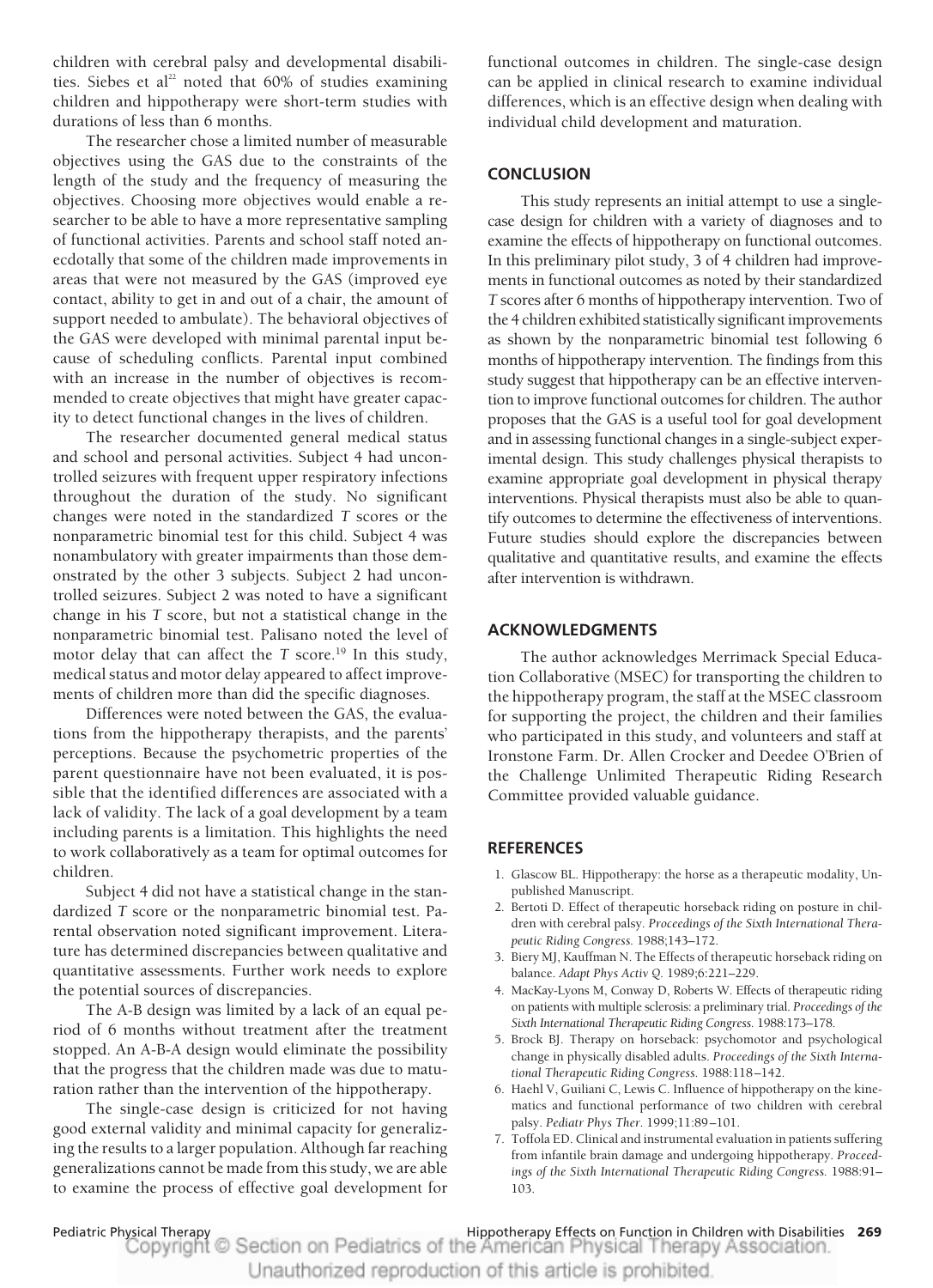children with cerebral palsy and developmental disabilities. Siebes et al[22] noted that 60% of studies examining children and hippotherapy were short-term studies with durations of less than 6 months.

The researcher chose a limited number of measurable objectives using the GAS due to the constraints of the length of the study and the frequency of measuring the objectives. Choosing more objectives would enable a researcher to be able to have a more representative sampling of functional activities. Parents and school staff noted anecdotally that some of the children made improvements in areas that were not measured by the GAS (improved eye contact, ability to get in and out of a chair, the amount of support needed to ambulate). The behavioral objectives of the GAS were developed with minimal parental input because of scheduling conflicts. Parental input combined with an increase in the number of objectives is recommended to create objectives that might have greater capacity to detect functional changes in the lives of children.

The researcher documented general medical status and school and personal activities. Subject 4 had uncontrolled seizures with frequent upper respiratory infections throughout the duration of the study. No significant changes were noted in the standardized *T* scores or the nonparametric binomial test for this child. Subject 4 was nonambulatory with greater impairments than those demonstrated by the other 3 subjects. Subject 2 had uncontrolled seizures. Subject 2 was noted to have a significant change in his *T* score, but not a statistical change in the nonparametric binomial test. Palisano noted the level of motor delay that can affect the *T* score.[19] In this study, medical status and motor delay appeared to affect improvements of children more than did the specific diagnoses.

Differences were noted between the GAS, the evaluations from the hippotherapy therapists, and the parents' perceptions. Because the psychometric properties of the parent questionnaire have not been evaluated, it is possible that the identified differences are associated with a lack of validity. The lack of a goal development by a team including parents is a limitation. This highlights the need to work collaboratively as a team for optimal outcomes for children.

Subject 4 did not have a statistical change in the standardized *T* score or the nonparametric binomial test. Parental observation noted significant improvement. Literature has determined discrepancies between qualitative and quantitative assessments. Further work needs to explore the potential sources of discrepancies.

The A-B design was limited by a lack of an equal period of 6 months without treatment after the treatment stopped. An A-B-A design would eliminate the possibility that the progress that the children made was due to maturation rather than the intervention of the hippotherapy.

The single-case design is criticized for not having good external validity and minimal capacity for generalizing the results to a larger population. Although far reaching generalizations cannot be made from this study, we are able to examine the process of effective goal development for functional outcomes in children. The single-case design can be applied in clinical research to examine individual differences, which is an effective design when dealing with individual child development and maturation.

## CONCLUSION

This study represents an initial attempt to use a single-case design for children with a variety of diagnoses and to examine the effects of hippotherapy on functional outcomes. In this preliminary pilot study, 3 of 4 children had improvements in functional outcomes as noted by their standardized *T* scores after 6 months of hippotherapy intervention. Two of the 4 children exhibited statistically significant improvements as shown by the nonparametric binomial test following 6 months of hippotherapy intervention. The findings from this study suggest that hippotherapy can be an effective intervention to improve functional outcomes for children. The author proposes that the GAS is a useful tool for goal development and in assessing functional changes in a single-subject experimental design. This study challenges physical therapists to examine appropriate goal development in physical therapy interventions. Physical therapists must also be able to quantify outcomes to determine the effectiveness of interventions. Future studies should explore the discrepancies between qualitative and quantitative results, and examine the effects after intervention is withdrawn.

## ACKNOWLEDGMENTS

The author acknowledges Merrimack Special Education Collaborative (MSEC) for transporting the children to the hippotherapy program, the staff at the MSEC classroom for supporting the project, the children and their families who participated in this study, and volunteers and staff at Ironstone Farm. Dr. Allen Crocker and Deedee O'Brien of the Challenge Unlimited Therapeutic Riding Research Committee provided valuable guidance.

## REFERENCES

1. Glascow BL. Hippotherapy: the horse as a therapeutic modality, Unpublished Manuscript.
2. Bertoti D. Effect of therapeutic horseback riding on posture in children with cerebral palsy. *Proceedings of the Sixth International Therapeutic Riding Congress.* 1988;143–172.
3. Biery MJ, Kauffman N. The Effects of therapeutic horseback riding on balance. *Adapt Phys Activ Q.* 1989;6:221–229.
4. MacKay-Lyons M, Conway D, Roberts W. Effects of therapeutic riding on patients with multiple sclerosis: a preliminary trial. *Proceedings of the Sixth International Therapeutic Riding Congress.* 1988:173–178.
5. Brock BJ. Therapy on horseback: psychomotor and psychological change in physically disabled adults. *Proceedings of the Sixth International Therapeutic Riding Congress.* 1988:118–142.
6. Haehl V, Guiliani C, Lewis C. Influence of hippotherapy on the kinematics and functional performance of two children with cerebral palsy. *Pediatr Phys Ther.* 1999;11:89–101.
7. Toffola ED. Clinical and instrumental evaluation in patients suffering from infantile brain damage and undergoing hippotherapy. *Proceedings of the Sixth International Therapeutic Riding Congress.* 1988:91–103.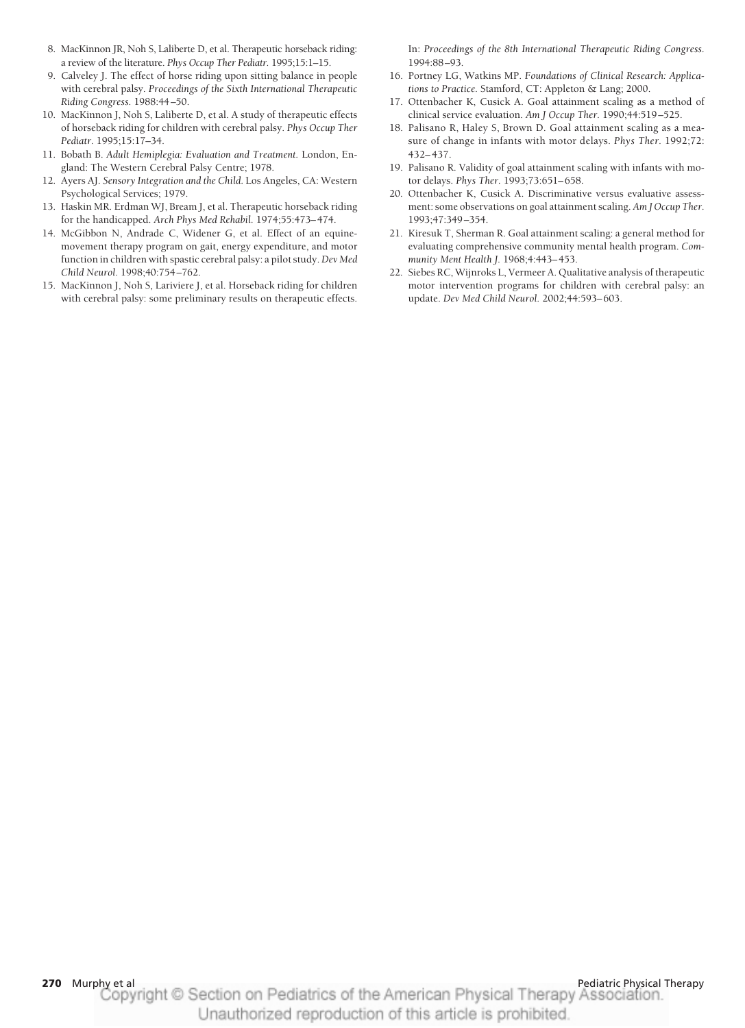8. MacKinnon JR, Noh S, Laliberte D, et al. Therapeutic horseback riding: a review of the literature. *Phys Occup Ther Pediatr*. 1995;15:1–15.
9. Calveley J. The effect of horse riding upon sitting balance in people with cerebral palsy. *Proceedings of the Sixth International Therapeutic Riding Congress*. 1988:44–50.
10. MacKinnon J, Noh S, Laliberte D, et al. A study of therapeutic effects of horseback riding for children with cerebral palsy. *Phys Occup Ther Pediatr*. 1995;15:17–34.
11. Bobath B. *Adult Hemiplegia: Evaluation and Treatment*. London, England: The Western Cerebral Palsy Centre; 1978.
12. Ayers AJ. *Sensory Integration and the Child*. Los Angeles, CA: Western Psychological Services; 1979.
13. Haskin MR. Erdman WJ, Bream J, et al. Therapeutic horseback riding for the handicapped. *Arch Phys Med Rehabil*. 1974;55:473–474.
14. McGibbon N, Andrade C, Widener G, et al. Effect of an equine-movement therapy program on gait, energy expenditure, and motor function in children with spastic cerebral palsy: a pilot study. *Dev Med Child Neurol*. 1998;40:754–762.
15. MacKinnon J, Noh S, Lariviere J, et al. Horseback riding for children with cerebral palsy: some preliminary results on therapeutic effects. In: *Proceedings of the 8th International Therapeutic Riding Congress*. 1994:88–93.
16. Portney LG, Watkins MP. *Foundations of Clinical Research: Applications to Practice*. Stamford, CT: Appleton & Lang; 2000.
17. Ottenbacher K, Cusick A. Goal attainment scaling as a method of clinical service evaluation. *Am J Occup Ther*. 1990;44:519–525.
18. Palisano R, Haley S, Brown D. Goal attainment scaling as a measure of change in infants with motor delays. *Phys Ther*. 1992;72:432–437.
19. Palisano R. Validity of goal attainment scaling with infants with motor delays. *Phys Ther*. 1993;73:651–658.
20. Ottenbacher K, Cusick A. Discriminative versus evaluative assessment: some observations on goal attainment scaling. *Am J Occup Ther*. 1993;47:349–354.
21. Kiresuk T, Sherman R. Goal attainment scaling: a general method for evaluating comprehensive community mental health program. *Community Ment Health J*. 1968;4:443–453.
22. Siebes RC, Wijnroks L, Vermeer A. Qualitative analysis of therapeutic motor intervention programs for children with cerebral palsy: an update. *Dev Med Child Neurol*. 2002;44:593–603.

Copyright © Section on Pediatrics of the American Physical Therapy Association. Unauthorized reproduction of this article is prohibited.